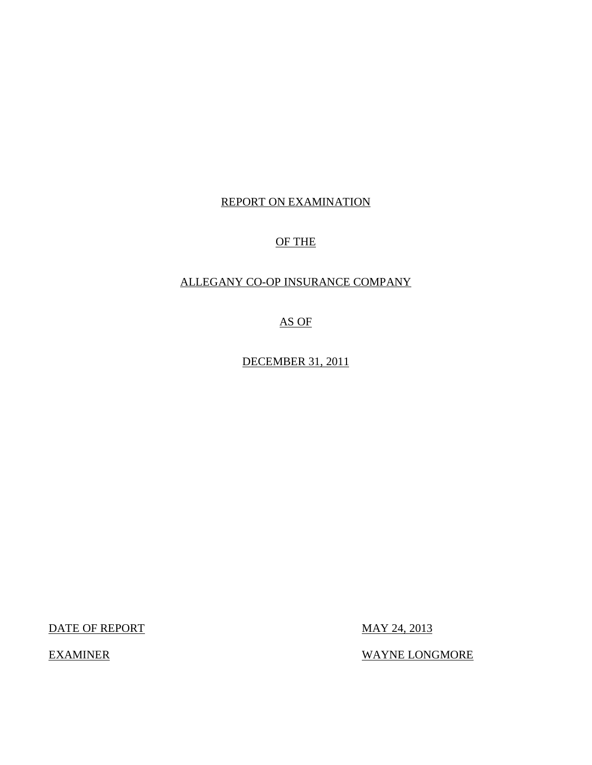# REPORT ON EXAMINATION

# OF THE

# ALLEGANY CO-OP INSURANCE COMPANY

# AS OF

# DECEMBER 31, 2011

| DATE OF REPORT | MAY 24, 2013 |
| --- | --- |
| EXAMINER | WAYNE LONGMORE |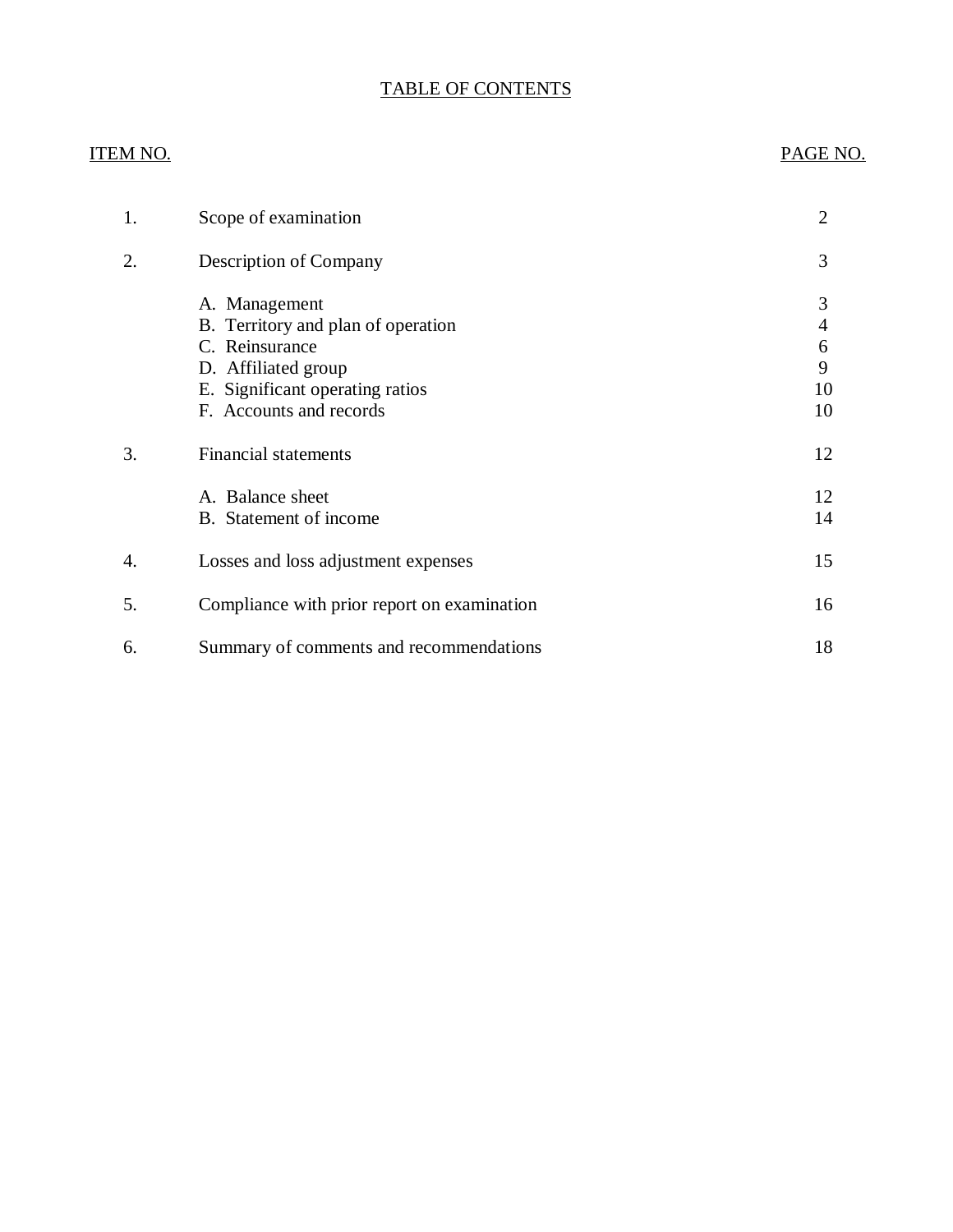# TABLE OF CONTENTS

| ITEM NO. | | PAGE NO. |
|---|---|---|
| 1. | Scope of examination | 2 |
| 2. | Description of Company | 3 |
| | A. Management | 3 |
| | B. Territory and plan of operation | 4 |
| | C. Reinsurance | 6 |
| | D. Affiliated group | 9 |
| | E. Significant operating ratios | 10 |
| | F. Accounts and records | 10 |
| 3. | Financial statements | 12 |
| | A. Balance sheet | 12 |
| | B. Statement of income | 14 |
| 4. | Losses and loss adjustment expenses | 15 |
| 5. | Compliance with prior report on examination | 16 |
| 6. | Summary of comments and recommendations | 18 |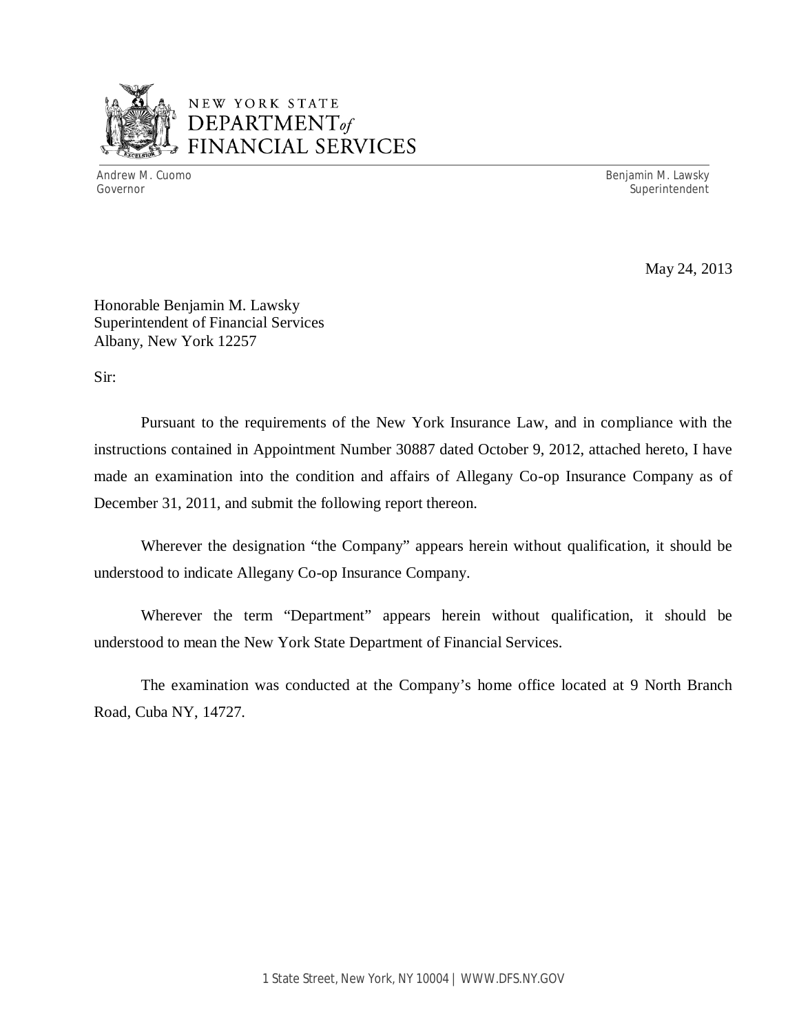NEW YORK STATE
DEPARTMENT *of*
FINANCIAL SERVICES

Andrew M. Cuomo
Governor

Benjamin M. Lawsky
Superintendent

May 24, 2013

Honorable Benjamin M. Lawsky
Superintendent of Financial Services
Albany, New York 12257

Sir:

Pursuant to the requirements of the New York Insurance Law, and in compliance with the instructions contained in Appointment Number 30887 dated October 9, 2012, attached hereto, I have made an examination into the condition and affairs of Allegany Co-op Insurance Company as of December 31, 2011, and submit the following report thereon.

Wherever the designation "the Company" appears herein without qualification, it should be understood to indicate Allegany Co-op Insurance Company.

Wherever the term "Department" appears herein without qualification, it should be understood to mean the New York State Department of Financial Services.

The examination was conducted at the Company's home office located at 9 North Branch Road, Cuba NY, 14727.

1 State Street, New York, NY 10004 | WWW.DFS.NY.GOV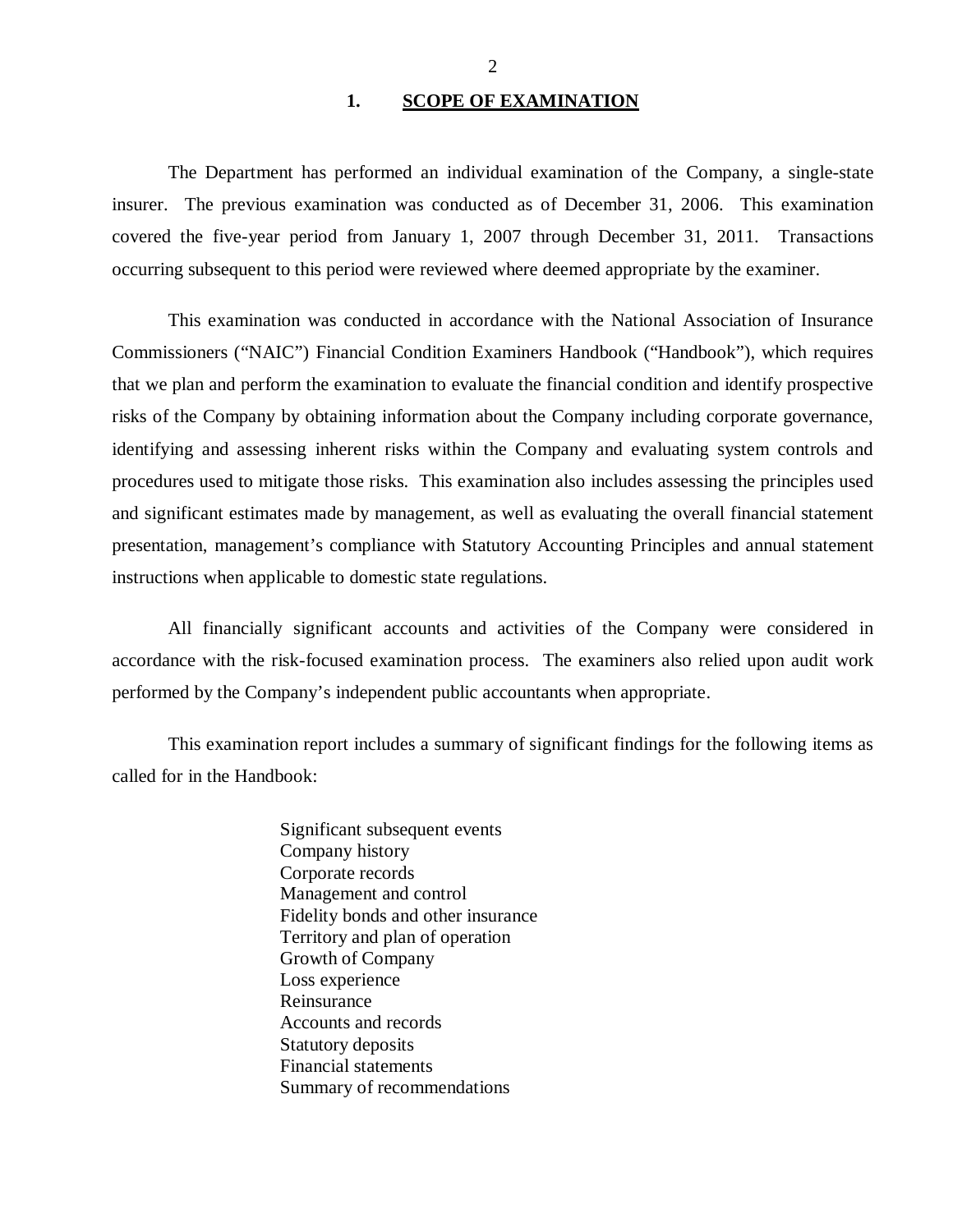## 1. SCOPE OF EXAMINATION

The Department has performed an individual examination of the Company, a single-state insurer. The previous examination was conducted as of December 31, 2006. This examination covered the five-year period from January 1, 2007 through December 31, 2011. Transactions occurring subsequent to this period were reviewed where deemed appropriate by the examiner.

This examination was conducted in accordance with the National Association of Insurance Commissioners ("NAIC") Financial Condition Examiners Handbook ("Handbook"), which requires that we plan and perform the examination to evaluate the financial condition and identify prospective risks of the Company by obtaining information about the Company including corporate governance, identifying and assessing inherent risks within the Company and evaluating system controls and procedures used to mitigate those risks. This examination also includes assessing the principles used and significant estimates made by management, as well as evaluating the overall financial statement presentation, management's compliance with Statutory Accounting Principles and annual statement instructions when applicable to domestic state regulations.

All financially significant accounts and activities of the Company were considered in accordance with the risk-focused examination process. The examiners also relied upon audit work performed by the Company's independent public accountants when appropriate.

This examination report includes a summary of significant findings for the following items as called for in the Handbook:

- Significant subsequent events
- Company history
- Corporate records
- Management and control
- Fidelity bonds and other insurance
- Territory and plan of operation
- Growth of Company
- Loss experience
- Reinsurance
- Accounts and records
- Statutory deposits
- Financial statements
- Summary of recommendations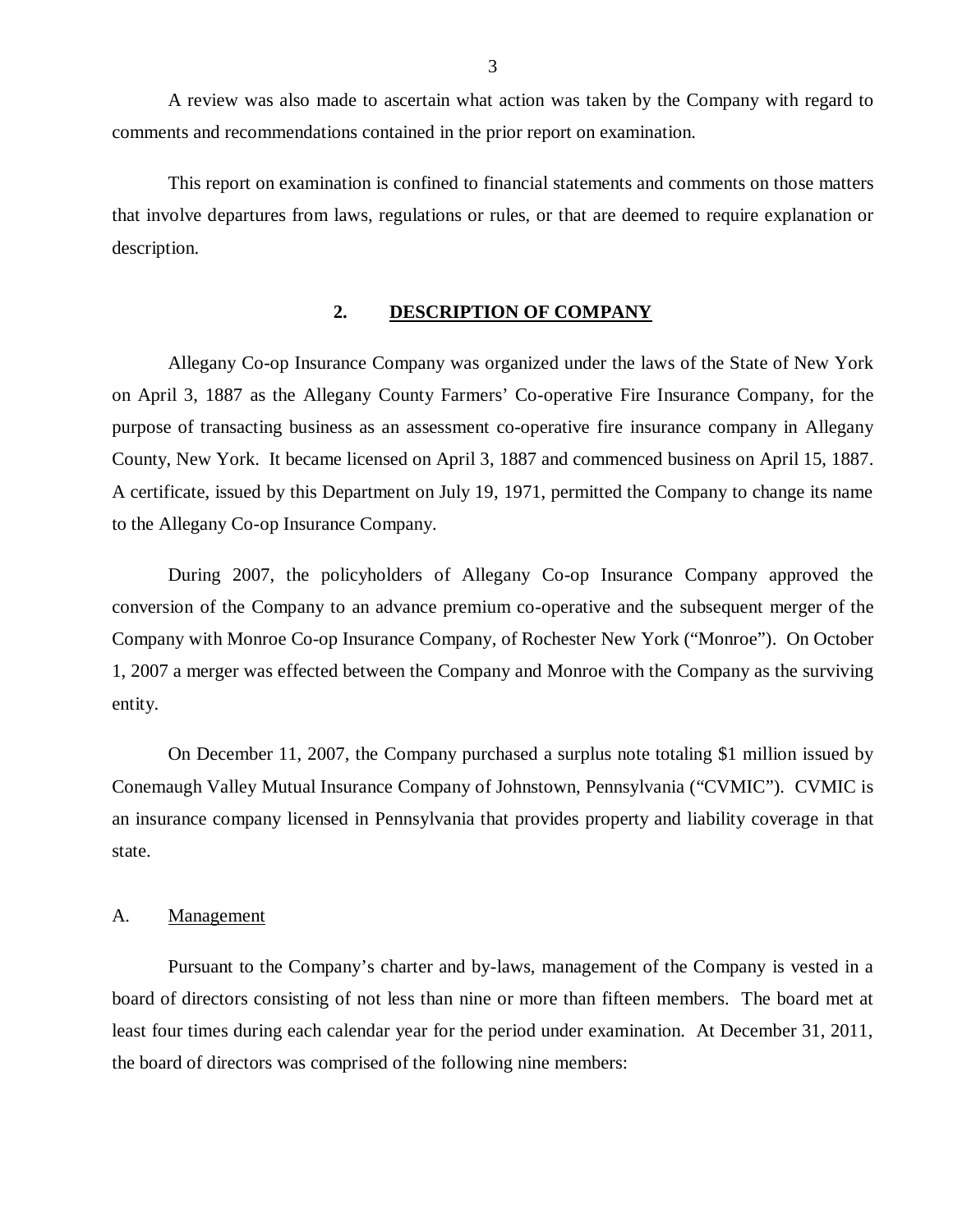A review was also made to ascertain what action was taken by the Company with regard to comments and recommendations contained in the prior report on examination.

This report on examination is confined to financial statements and comments on those matters that involve departures from laws, regulations or rules, or that are deemed to require explanation or description.

## 2. DESCRIPTION OF COMPANY

Allegany Co-op Insurance Company was organized under the laws of the State of New York on April 3, 1887 as the Allegany County Farmers' Co-operative Fire Insurance Company, for the purpose of transacting business as an assessment co-operative fire insurance company in Allegany County, New York. It became licensed on April 3, 1887 and commenced business on April 15, 1887. A certificate, issued by this Department on July 19, 1971, permitted the Company to change its name to the Allegany Co-op Insurance Company.

During 2007, the policyholders of Allegany Co-op Insurance Company approved the conversion of the Company to an advance premium co-operative and the subsequent merger of the Company with Monroe Co-op Insurance Company, of Rochester New York ("Monroe"). On October 1, 2007 a merger was effected between the Company and Monroe with the Company as the surviving entity.

On December 11, 2007, the Company purchased a surplus note totaling $1 million issued by Conemaugh Valley Mutual Insurance Company of Johnstown, Pennsylvania ("CVMIC"). CVMIC is an insurance company licensed in Pennsylvania that provides property and liability coverage in that state.

### A. Management

Pursuant to the Company's charter and by-laws, management of the Company is vested in a board of directors consisting of not less than nine or more than fifteen members. The board met at least four times during each calendar year for the period under examination. At December 31, 2011, the board of directors was comprised of the following nine members: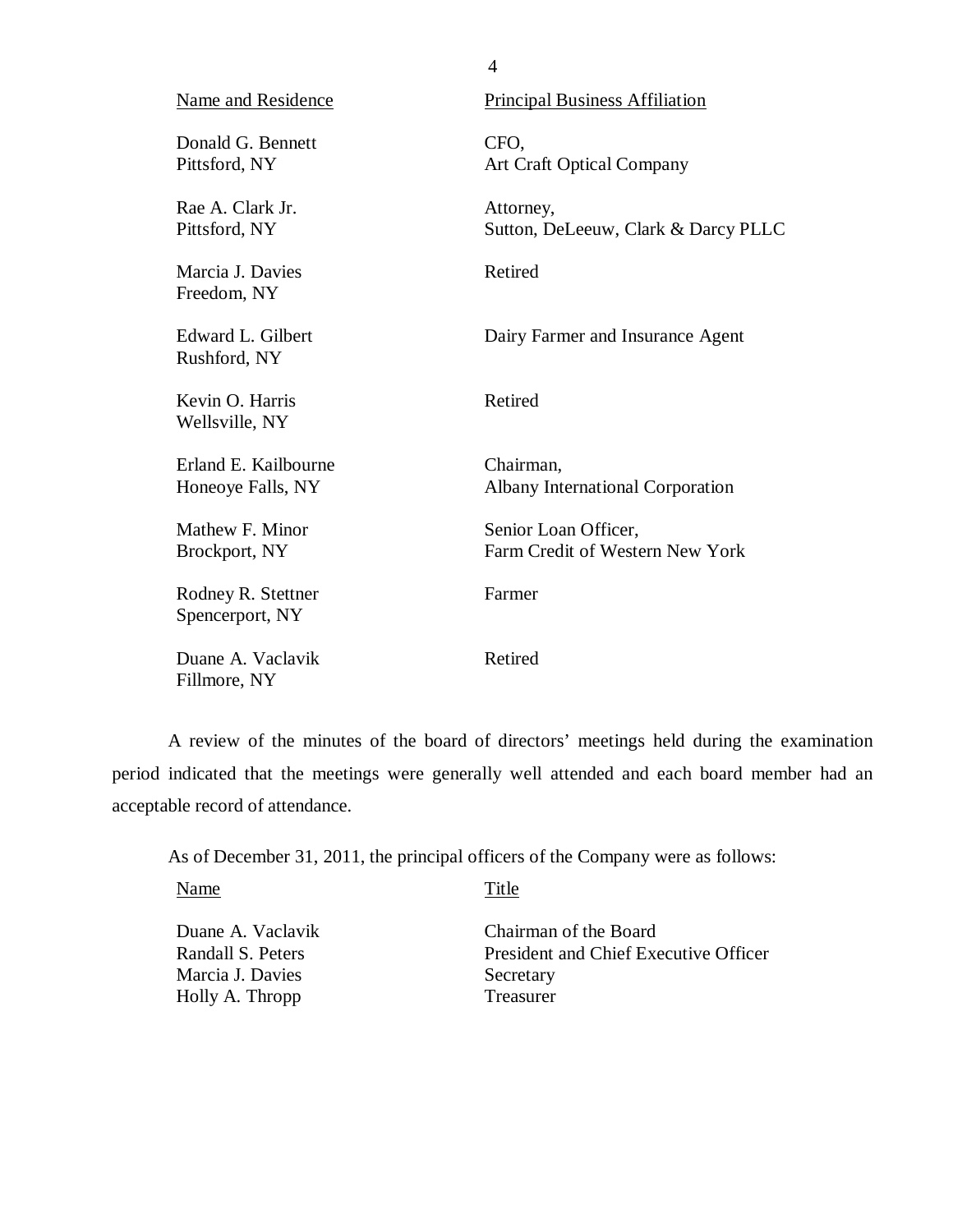| Name and Residence | Principal Business Affiliation |
| --- | --- |
| Donald G. Bennett<br>Pittsford, NY | CFO,<br>Art Craft Optical Company |
| Rae A. Clark Jr.<br>Pittsford, NY | Attorney,<br>Sutton, DeLeeuw, Clark & Darcy PLLC |
| Marcia J. Davies<br>Freedom, NY | Retired |
| Edward L. Gilbert<br>Rushford, NY | Dairy Farmer and Insurance Agent |
| Kevin O. Harris<br>Wellsville, NY | Retired |
| Erland E. Kailbourne<br>Honeoye Falls, NY | Chairman,<br>Albany International Corporation |
| Mathew F. Minor<br>Brockport, NY | Senior Loan Officer,<br>Farm Credit of Western New York |
| Rodney R. Stettner<br>Spencerport, NY | Farmer |
| Duane A. Vaclavik<br>Fillmore, NY | Retired |

A review of the minutes of the board of directors' meetings held during the examination period indicated that the meetings were generally well attended and each board member had an acceptable record of attendance.

As of December 31, 2011, the principal officers of the Company were as follows:

| Name | Title |
| --- | --- |
| Duane A. Vaclavik | Chairman of the Board |
| Randall S. Peters | President and Chief Executive Officer |
| Marcia J. Davies | Secretary |
| Holly A. Thropp | Treasurer |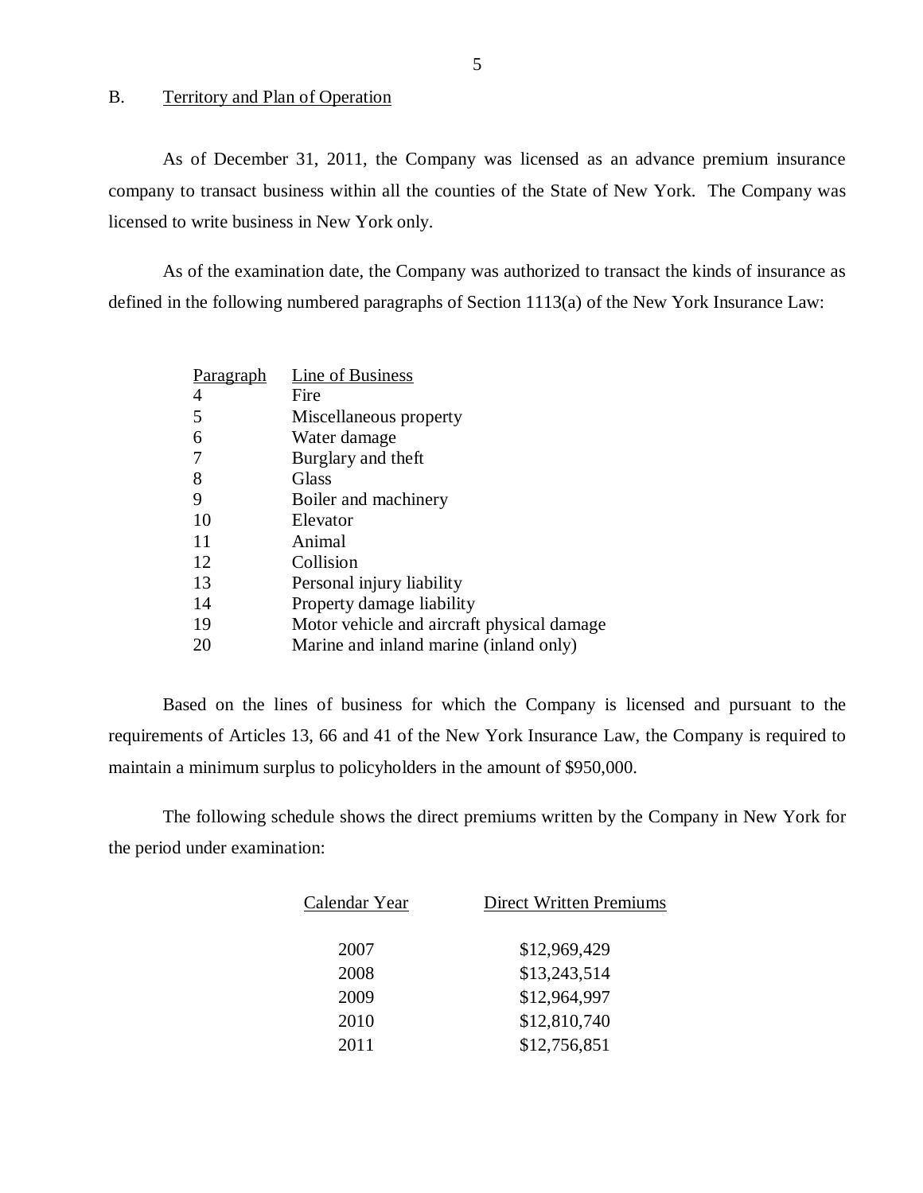## B. Territory and Plan of Operation

As of December 31, 2011, the Company was licensed as an advance premium insurance company to transact business within all the counties of the State of New York. The Company was licensed to write business in New York only.

As of the examination date, the Company was authorized to transact the kinds of insurance as defined in the following numbered paragraphs of Section 1113(a) of the New York Insurance Law:

| Paragraph | Line of Business |
|---|---|
| 4 | Fire |
| 5 | Miscellaneous property |
| 6 | Water damage |
| 7 | Burglary and theft |
| 8 | Glass |
| 9 | Boiler and machinery |
| 10 | Elevator |
| 11 | Animal |
| 12 | Collision |
| 13 | Personal injury liability |
| 14 | Property damage liability |
| 19 | Motor vehicle and aircraft physical damage |
| 20 | Marine and inland marine (inland only) |

Based on the lines of business for which the Company is licensed and pursuant to the requirements of Articles 13, 66 and 41 of the New York Insurance Law, the Company is required to maintain a minimum surplus to policyholders in the amount of $950,000.

The following schedule shows the direct premiums written by the Company in New York for the period under examination:

| Calendar Year | Direct Written Premiums |
|---|---|
| 2007 | $12,969,429 |
| 2008 | $13,243,514 |
| 2009 | $12,964,997 |
| 2010 | $12,810,740 |
| 2011 | $12,756,851 |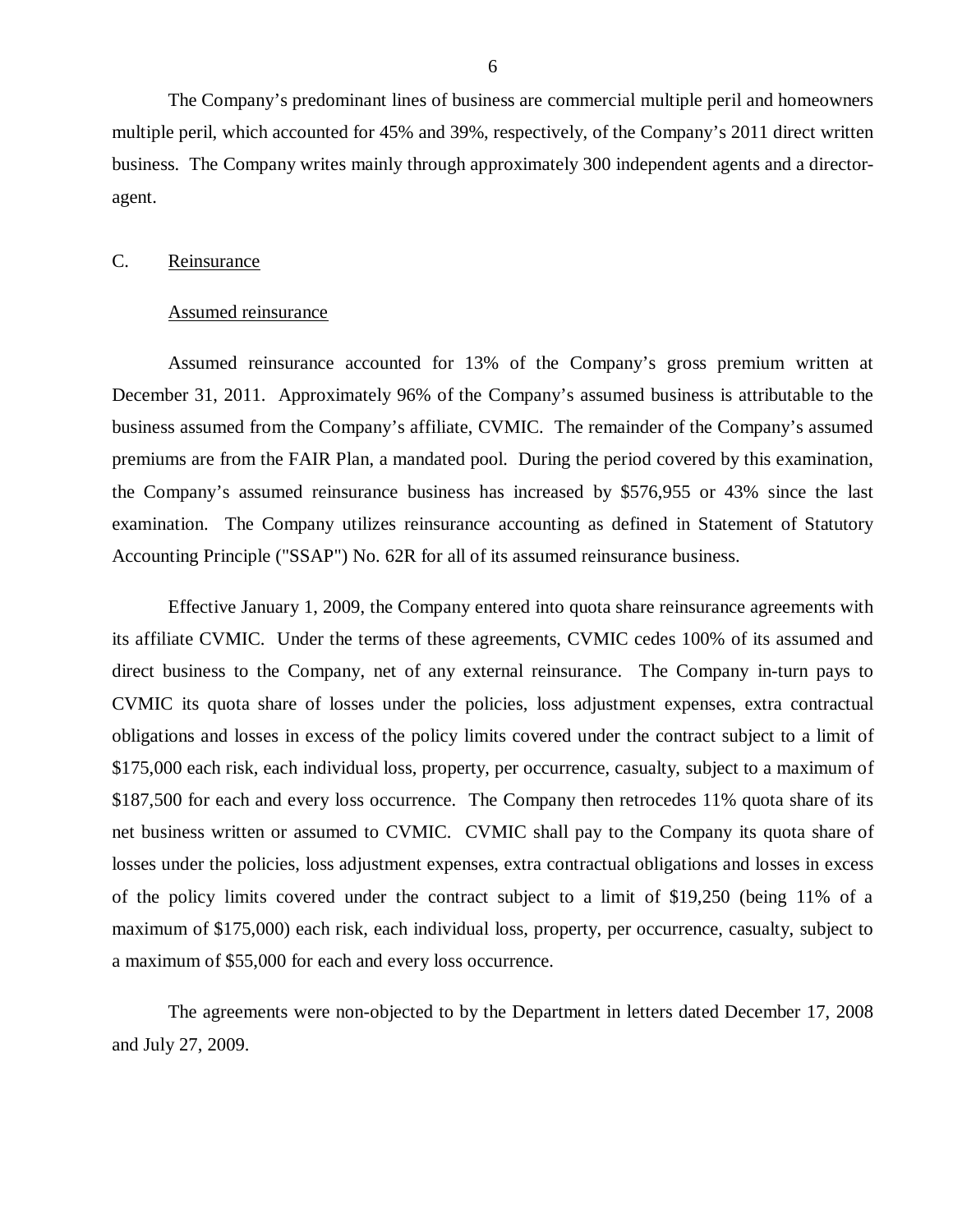The Company's predominant lines of business are commercial multiple peril and homeowners multiple peril, which accounted for 45% and 39%, respectively, of the Company's 2011 direct written business. The Company writes mainly through approximately 300 independent agents and a director-agent.

C. Reinsurance

Assumed reinsurance

Assumed reinsurance accounted for 13% of the Company's gross premium written at December 31, 2011. Approximately 96% of the Company's assumed business is attributable to the business assumed from the Company's affiliate, CVMIC. The remainder of the Company's assumed premiums are from the FAIR Plan, a mandated pool. During the period covered by this examination, the Company's assumed reinsurance business has increased by $576,955 or 43% since the last examination. The Company utilizes reinsurance accounting as defined in Statement of Statutory Accounting Principle ("SSAP") No. 62R for all of its assumed reinsurance business.

Effective January 1, 2009, the Company entered into quota share reinsurance agreements with its affiliate CVMIC. Under the terms of these agreements, CVMIC cedes 100% of its assumed and direct business to the Company, net of any external reinsurance. The Company in-turn pays to CVMIC its quota share of losses under the policies, loss adjustment expenses, extra contractual obligations and losses in excess of the policy limits covered under the contract subject to a limit of $175,000 each risk, each individual loss, property, per occurrence, casualty, subject to a maximum of $187,500 for each and every loss occurrence. The Company then retrocedes 11% quota share of its net business written or assumed to CVMIC. CVMIC shall pay to the Company its quota share of losses under the policies, loss adjustment expenses, extra contractual obligations and losses in excess of the policy limits covered under the contract subject to a limit of $19,250 (being 11% of a maximum of $175,000) each risk, each individual loss, property, per occurrence, casualty, subject to a maximum of $55,000 for each and every loss occurrence.

The agreements were non-objected to by the Department in letters dated December 17, 2008 and July 27, 2009.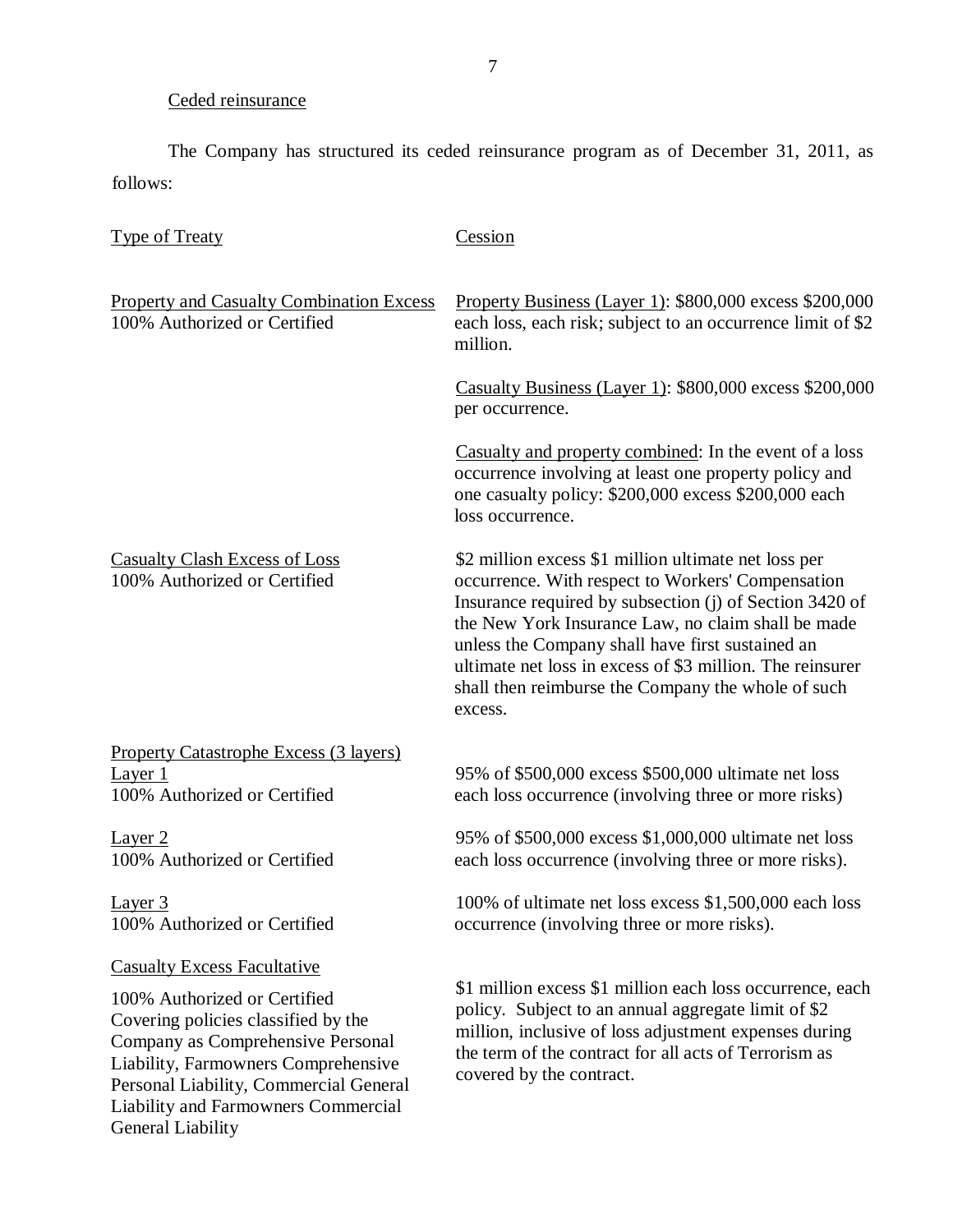Ceded reinsurance

The Company has structured its ceded reinsurance program as of December 31, 2011, as follows:

| Type of Treaty | Cession |
|---|---|
| Property and Casualty Combination Excess<br>100% Authorized or Certified | Property Business (Layer 1): $800,000 excess $200,000 each loss, each risk; subject to an occurrence limit of $2 million.<br><br>Casualty Business (Layer 1): $800,000 excess $200,000 per occurrence.<br><br>Casualty and property combined: In the event of a loss occurrence involving at least one property policy and one casualty policy: $200,000 excess $200,000 each loss occurrence. |
| Casualty Clash Excess of Loss<br>100% Authorized or Certified | $2 million excess $1 million ultimate net loss per occurrence. With respect to Workers' Compensation Insurance required by subsection (j) of Section 3420 of the New York Insurance Law, no claim shall be made unless the Company shall have first sustained an ultimate net loss in excess of $3 million. The reinsurer shall then reimburse the Company the whole of such excess. |
| Property Catastrophe Excess (3 layers)<br>Layer 1<br>100% Authorized or Certified | 95% of $500,000 excess $500,000 ultimate net loss each loss occurrence (involving three or more risks) |
| Layer 2<br>100% Authorized or Certified | 95% of $500,000 excess $1,000,000 ultimate net loss each loss occurrence (involving three or more risks). |
| Layer 3<br>100% Authorized or Certified | 100% of ultimate net loss excess $1,500,000 each loss occurrence (involving three or more risks). |
| Casualty Excess Facultative<br>100% Authorized or Certified<br>Covering policies classified by the Company as Comprehensive Personal Liability, Farmowners Comprehensive Personal Liability, Commercial General Liability and Farmowners Commercial General Liability | $1 million excess $1 million each loss occurrence, each policy. Subject to an annual aggregate limit of $2 million, inclusive of loss adjustment expenses during the term of the contract for all acts of Terrorism as covered by the contract. |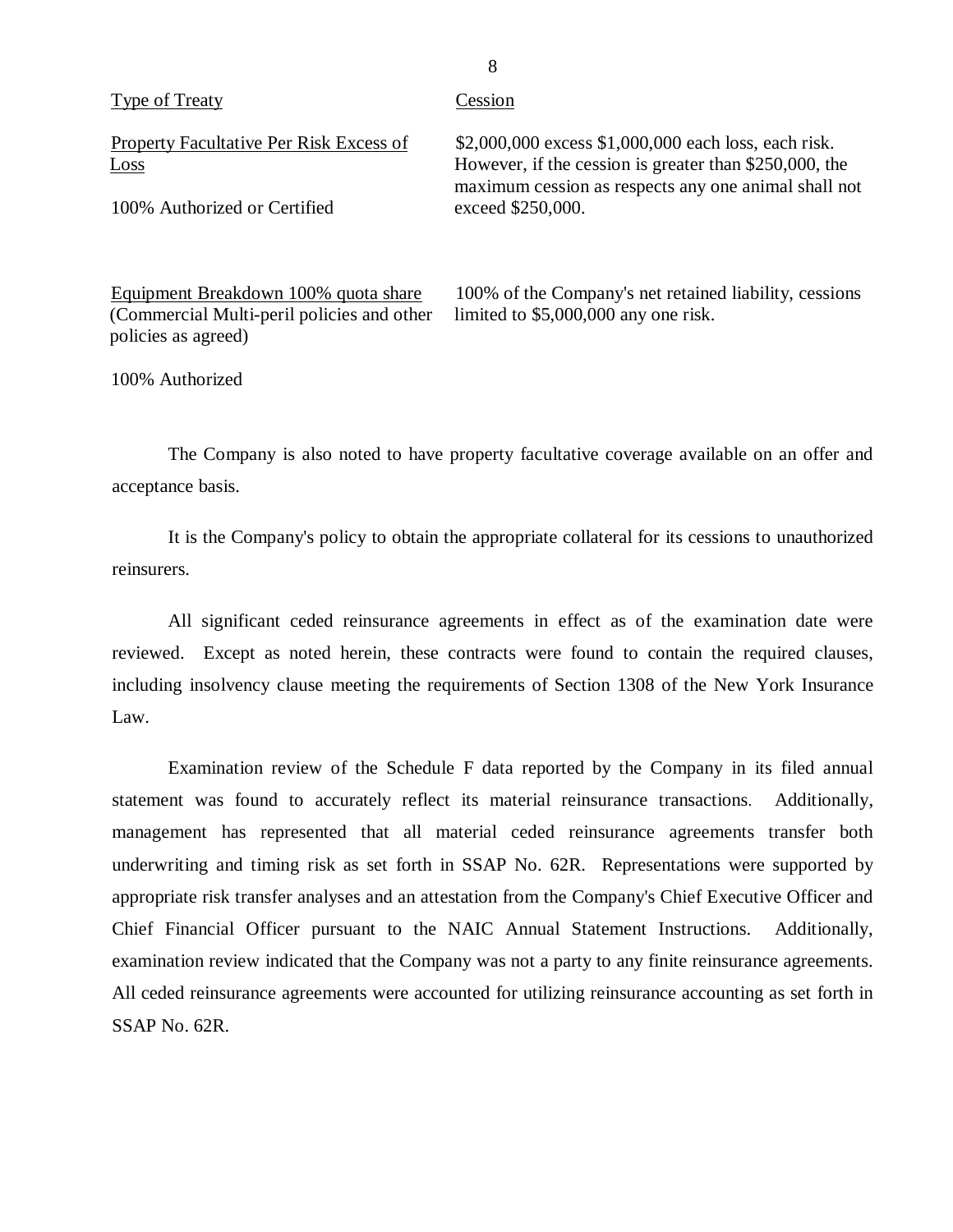| Type of Treaty | Cession |
| --- | --- |
| Property Facultative Per Risk Excess of Loss<br><br>100% Authorized or Certified | \$2,000,000 excess \$1,000,000 each loss, each risk. However, if the cession is greater than \$250,000, the maximum cession as respects any one animal shall not exceed \$250,000. |
| Equipment Breakdown 100% quota share (Commercial Multi-peril policies and other policies as agreed)<br><br>100% Authorized | 100% of the Company's net retained liability, cessions limited to \$5,000,000 any one risk. |

The Company is also noted to have property facultative coverage available on an offer and acceptance basis.

It is the Company's policy to obtain the appropriate collateral for its cessions to unauthorized reinsurers.

All significant ceded reinsurance agreements in effect as of the examination date were reviewed. Except as noted herein, these contracts were found to contain the required clauses, including insolvency clause meeting the requirements of Section 1308 of the New York Insurance Law.

Examination review of the Schedule F data reported by the Company in its filed annual statement was found to accurately reflect its material reinsurance transactions. Additionally, management has represented that all material ceded reinsurance agreements transfer both underwriting and timing risk as set forth in SSAP No. 62R. Representations were supported by appropriate risk transfer analyses and an attestation from the Company's Chief Executive Officer and Chief Financial Officer pursuant to the NAIC Annual Statement Instructions. Additionally, examination review indicated that the Company was not a party to any finite reinsurance agreements. All ceded reinsurance agreements were accounted for utilizing reinsurance accounting as set forth in SSAP No. 62R.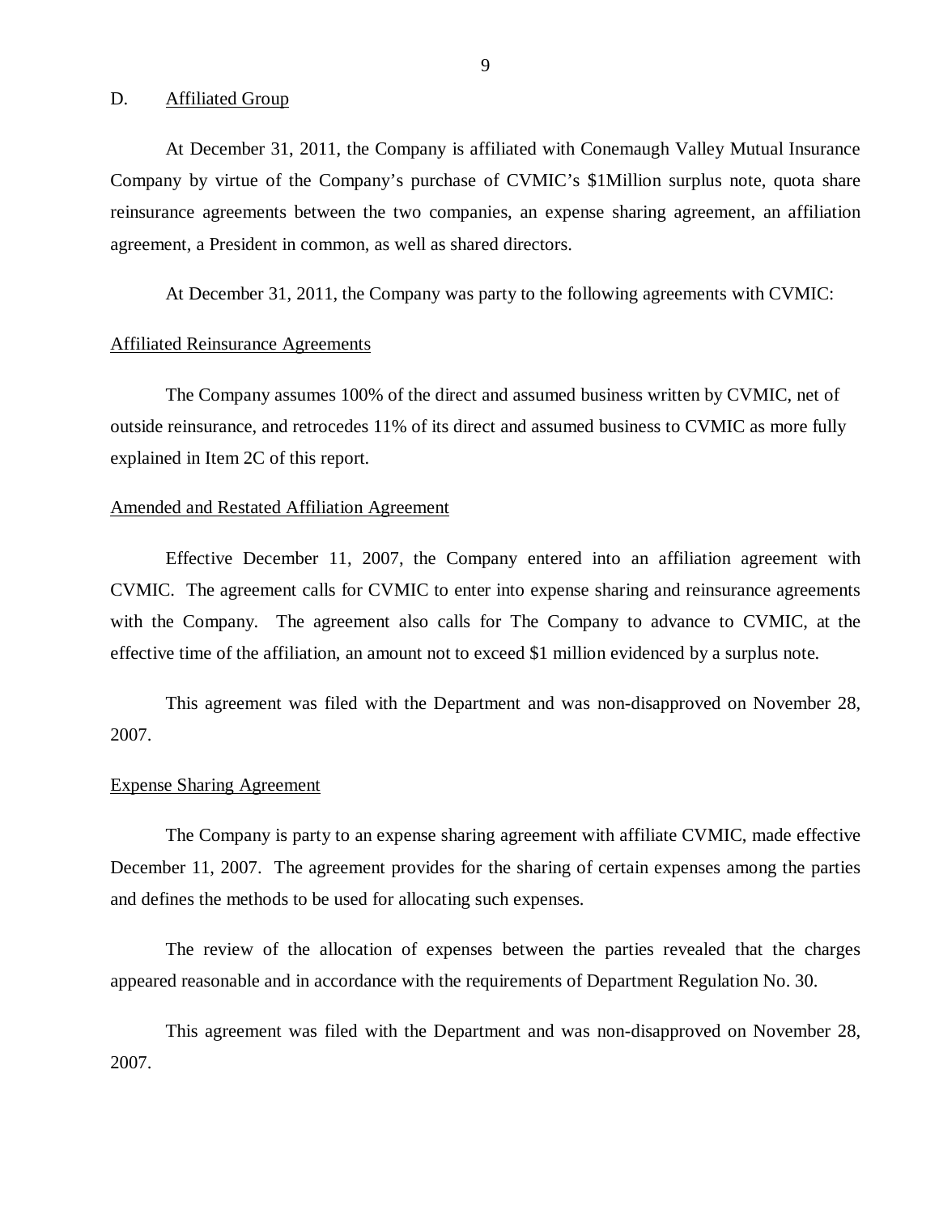D. Affiliated Group

At December 31, 2011, the Company is affiliated with Conemaugh Valley Mutual Insurance Company by virtue of the Company's purchase of CVMIC's $1Million surplus note, quota share reinsurance agreements between the two companies, an expense sharing agreement, an affiliation agreement, a President in common, as well as shared directors.

At December 31, 2011, the Company was party to the following agreements with CVMIC:

Affiliated Reinsurance Agreements

The Company assumes 100% of the direct and assumed business written by CVMIC, net of outside reinsurance, and retrocedes 11% of its direct and assumed business to CVMIC as more fully explained in Item 2C of this report.

Amended and Restated Affiliation Agreement

Effective December 11, 2007, the Company entered into an affiliation agreement with CVMIC. The agreement calls for CVMIC to enter into expense sharing and reinsurance agreements with the Company. The agreement also calls for The Company to advance to CVMIC, at the effective time of the affiliation, an amount not to exceed $1 million evidenced by a surplus note.

This agreement was filed with the Department and was non-disapproved on November 28, 2007.

Expense Sharing Agreement

The Company is party to an expense sharing agreement with affiliate CVMIC, made effective December 11, 2007. The agreement provides for the sharing of certain expenses among the parties and defines the methods to be used for allocating such expenses.

The review of the allocation of expenses between the parties revealed that the charges appeared reasonable and in accordance with the requirements of Department Regulation No. 30.

This agreement was filed with the Department and was non-disapproved on November 28, 2007.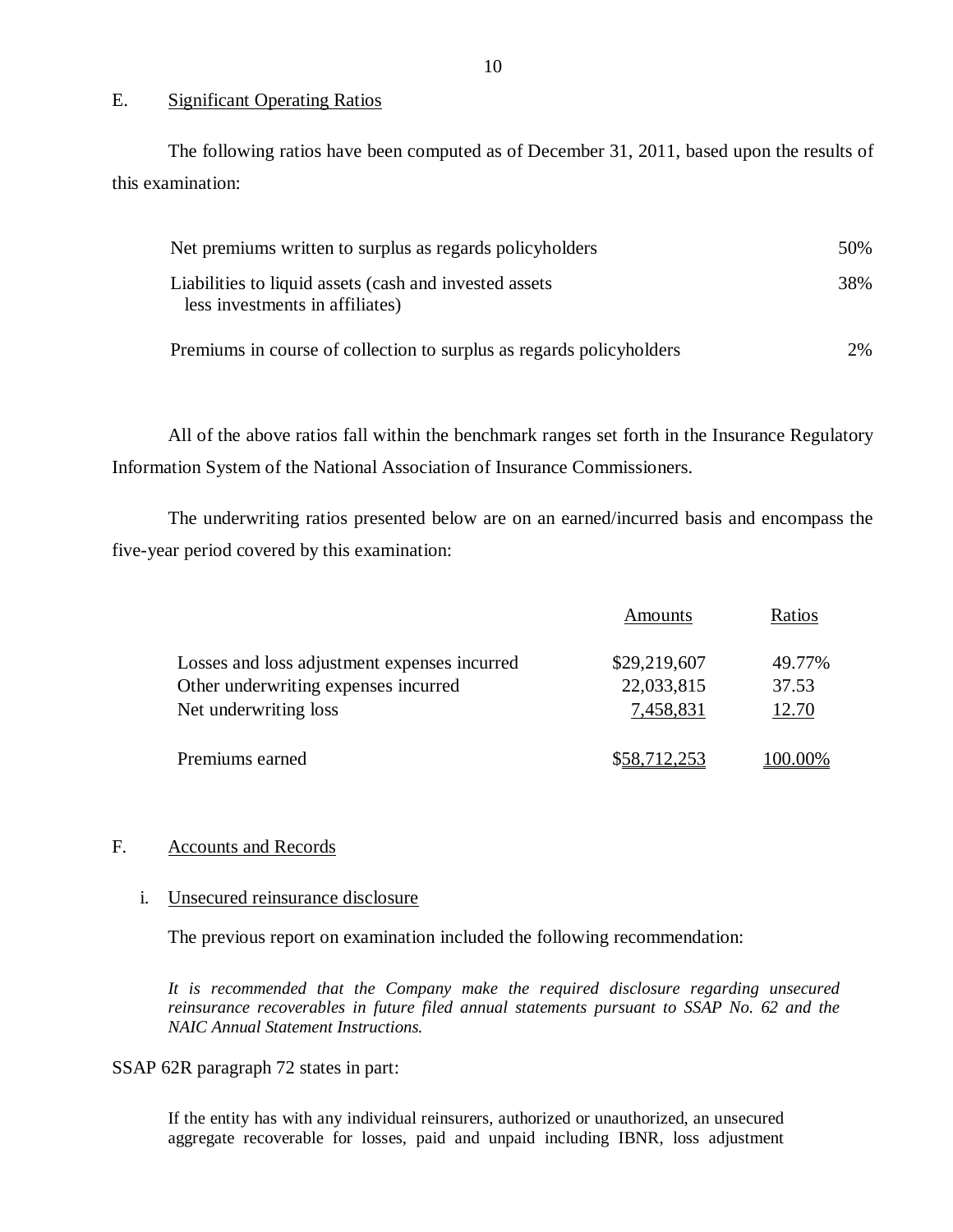## E. Significant Operating Ratios

The following ratios have been computed as of December 31, 2011, based upon the results of this examination:

| | |
|---|---|
| Net premiums written to surplus as regards policyholders | 50% |
| Liabilities to liquid assets (cash and invested assets less investments in affiliates) | 38% |
| Premiums in course of collection to surplus as regards policyholders | 2% |

All of the above ratios fall within the benchmark ranges set forth in the Insurance Regulatory Information System of the National Association of Insurance Commissioners.

The underwriting ratios presented below are on an earned/incurred basis and encompass the five-year period covered by this examination:

| | Amounts | Ratios |
|---|---|---|
| Losses and loss adjustment expenses incurred | $29,219,607 | 49.77% |
| Other underwriting expenses incurred | 22,033,815 | 37.53 |
| Net underwriting loss | 7,458,831 | 12.70 |
| Premiums earned | $58,712,253 | 100.00% |

## F. Accounts and Records

### i. Unsecured reinsurance disclosure

The previous report on examination included the following recommendation:

*It is recommended that the Company make the required disclosure regarding unsecured reinsurance recoverables in future filed annual statements pursuant to SSAP No. 62 and the NAIC Annual Statement Instructions.*

SSAP 62R paragraph 72 states in part:

> If the entity has with any individual reinsurers, authorized or unauthorized, an unsecured aggregate recoverable for losses, paid and unpaid including IBNR, loss adjustment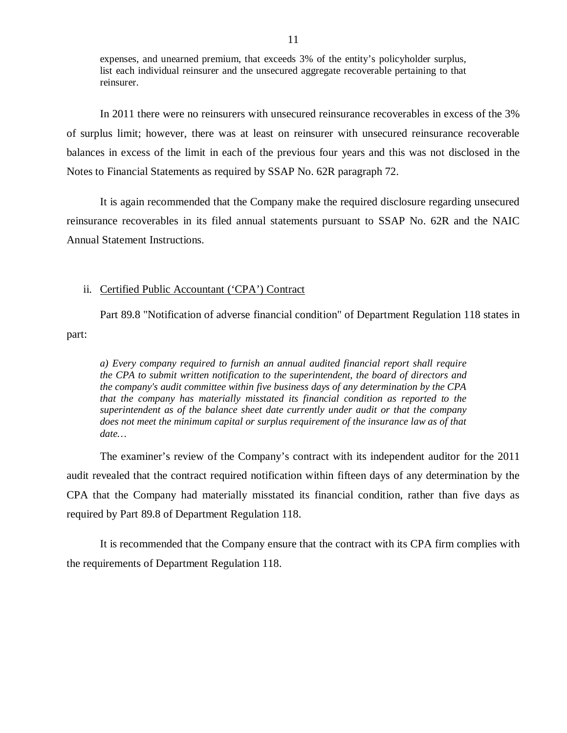> expenses, and unearned premium, that exceeds 3% of the entity's policyholder surplus, list each individual reinsurer and the unsecured aggregate recoverable pertaining to that reinsurer.

In 2011 there were no reinsurers with unsecured reinsurance recoverables in excess of the 3% of surplus limit; however, there was at least on reinsurer with unsecured reinsurance recoverable balances in excess of the limit in each of the previous four years and this was not disclosed in the Notes to Financial Statements as required by SSAP No. 62R paragraph 72.

It is again recommended that the Company make the required disclosure regarding unsecured reinsurance recoverables in its filed annual statements pursuant to SSAP No. 62R and the NAIC Annual Statement Instructions.

ii. Certified Public Accountant ('CPA') Contract

Part 89.8 "Notification of adverse financial condition" of Department Regulation 118 states in part:

> *a) Every company required to furnish an annual audited financial report shall require the CPA to submit written notification to the superintendent, the board of directors and the company's audit committee within five business days of any determination by the CPA that the company has materially misstated its financial condition as reported to the superintendent as of the balance sheet date currently under audit or that the company does not meet the minimum capital or surplus requirement of the insurance law as of that date…*

The examiner's review of the Company's contract with its independent auditor for the 2011 audit revealed that the contract required notification within fifteen days of any determination by the CPA that the Company had materially misstated its financial condition, rather than five days as required by Part 89.8 of Department Regulation 118.

It is recommended that the Company ensure that the contract with its CPA firm complies with the requirements of Department Regulation 118.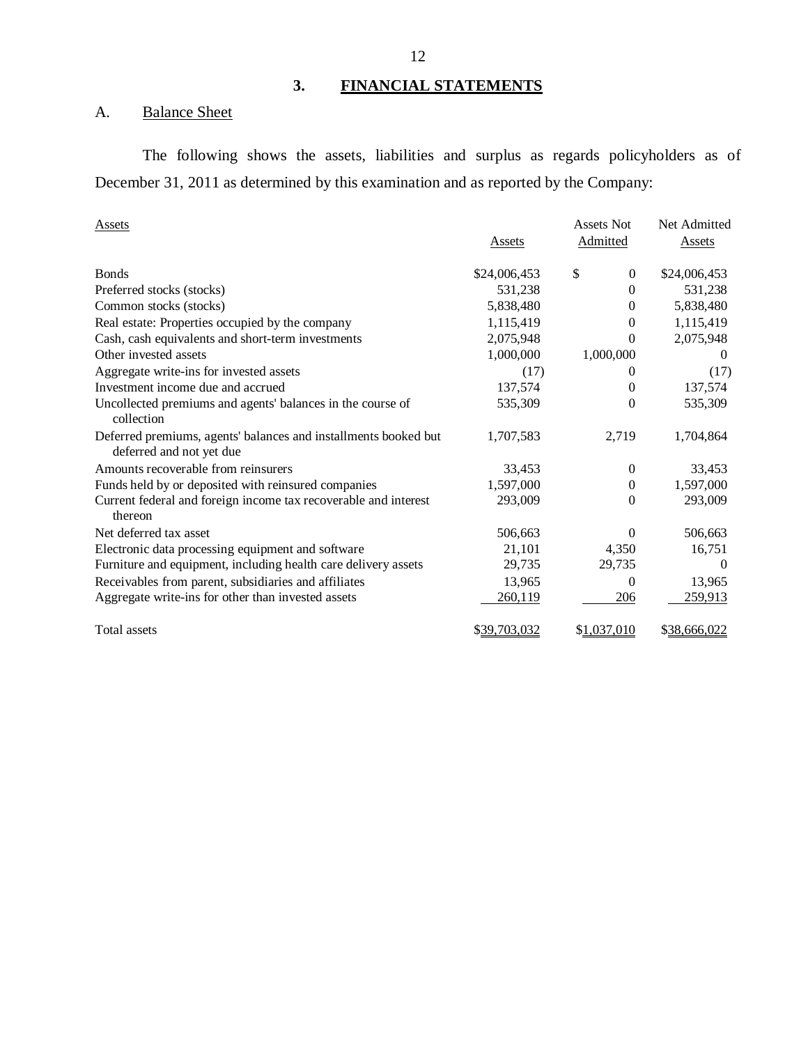## 3. FINANCIAL STATEMENTS

### A. Balance Sheet

The following shows the assets, liabilities and surplus as regards policyholders as of December 31, 2011 as determined by this examination and as reported by the Company:

| Assets | Assets | Assets Not Admitted | Net Admitted Assets |
|---|---|---|---|
| Bonds | $24,006,453 | $ 0 | $24,006,453 |
| Preferred stocks (stocks) | 531,238 | 0 | 531,238 |
| Common stocks (stocks) | 5,838,480 | 0 | 5,838,480 |
| Real estate: Properties occupied by the company | 1,115,419 | 0 | 1,115,419 |
| Cash, cash equivalents and short-term investments | 2,075,948 | 0 | 2,075,948 |
| Other invested assets | 1,000,000 | 1,000,000 | 0 |
| Aggregate write-ins for invested assets | (17) | 0 | (17) |
| Investment income due and accrued | 137,574 | 0 | 137,574 |
| Uncollected premiums and agents' balances in the course of collection | 535,309 | 0 | 535,309 |
| Deferred premiums, agents' balances and installments booked but deferred and not yet due | 1,707,583 | 2,719 | 1,704,864 |
| Amounts recoverable from reinsurers | 33,453 | 0 | 33,453 |
| Funds held by or deposited with reinsured companies | 1,597,000 | 0 | 1,597,000 |
| Current federal and foreign income tax recoverable and interest thereon | 293,009 | 0 | 293,009 |
| Net deferred tax asset | 506,663 | 0 | 506,663 |
| Electronic data processing equipment and software | 21,101 | 4,350 | 16,751 |
| Furniture and equipment, including health care delivery assets | 29,735 | 29,735 | 0 |
| Receivables from parent, subsidiaries and affiliates | 13,965 | 0 | 13,965 |
| Aggregate write-ins for other than invested assets | 260,119 | 206 | 259,913 |
| Total assets | $39,703,032 | $1,037,010 | $38,666,022 |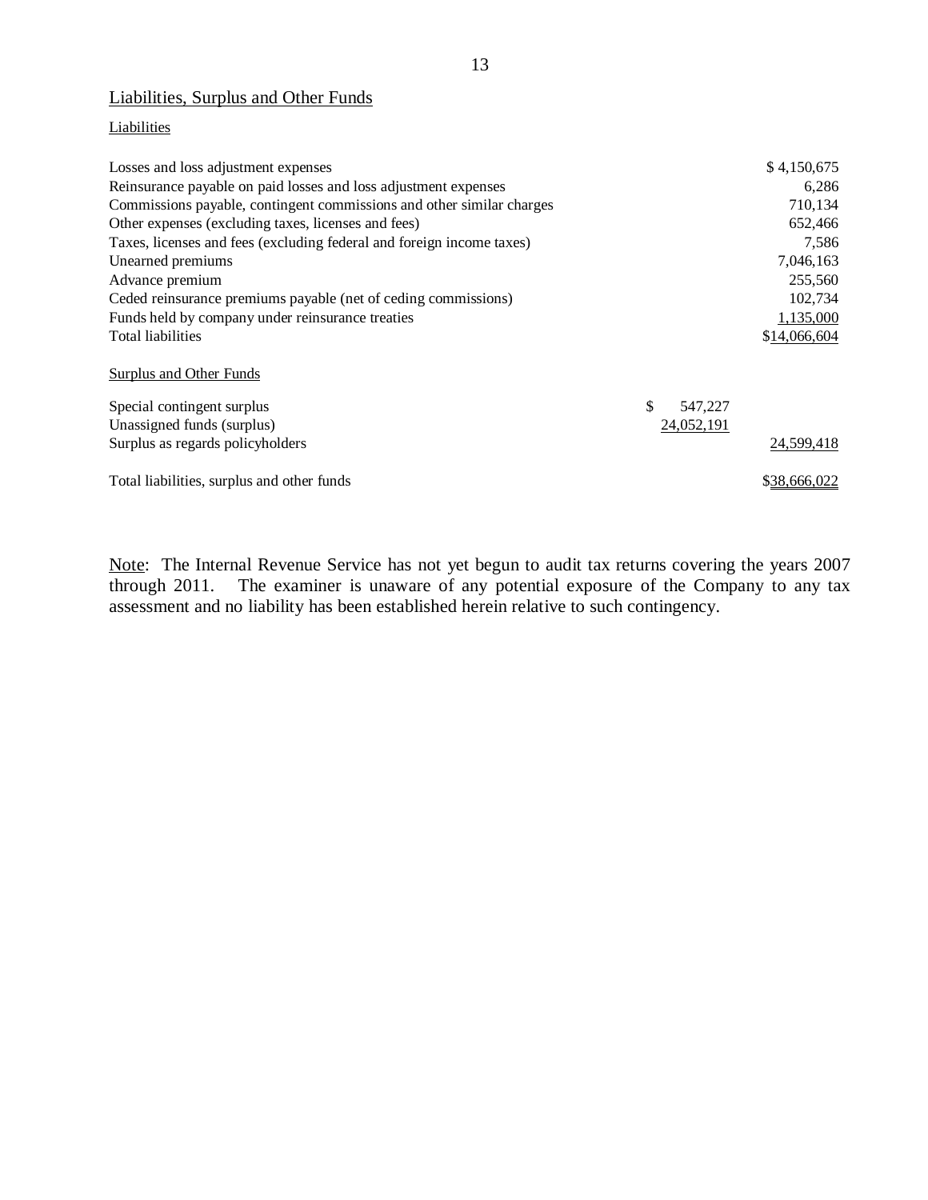## Liabilities, Surplus and Other Funds

### Liabilities

| | | |
|---|---|---|
| Losses and loss adjustment expenses | | $ 4,150,675 |
| Reinsurance payable on paid losses and loss adjustment expenses | | 6,286 |
| Commissions payable, contingent commissions and other similar charges | | 710,134 |
| Other expenses (excluding taxes, licenses and fees) | | 652,466 |
| Taxes, licenses and fees (excluding federal and foreign income taxes) | | 7,586 |
| Unearned premiums | | 7,046,163 |
| Advance premium | | 255,560 |
| Ceded reinsurance premiums payable (net of ceding commissions) | | 102,734 |
| Funds held by company under reinsurance treaties | | 1,135,000 |
| Total liabilities | | $14,066,604 |
| **Surplus and Other Funds** | | |
| Special contingent surplus | $ 547,227 | |
| Unassigned funds (surplus) | 24,052,191 | |
| Surplus as regards policyholders | | 24,599,418 |
| Total liabilities, surplus and other funds | | $38,666,022 |

Note: The Internal Revenue Service has not yet begun to audit tax returns covering the years 2007 through 2011. The examiner is unaware of any potential exposure of the Company to any tax assessment and no liability has been established herein relative to such contingency.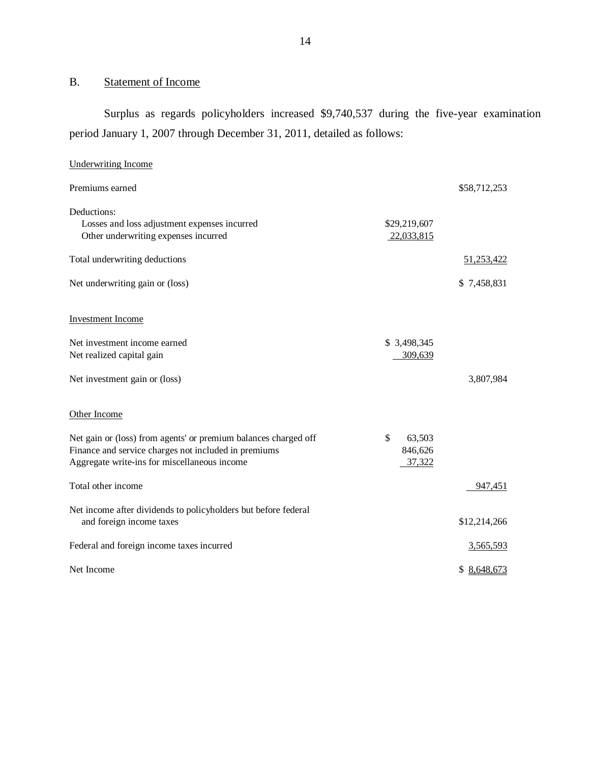## B. Statement of Income

Surplus as regards policyholders increased $9,740,537 during the five-year examination period January 1, 2007 through December 31, 2011, detailed as follows:

| | | |
|---|---|---|
| Underwriting Income | | |
| Premiums earned | | $58,712,253 |
| Deductions: | | |
| Losses and loss adjustment expenses incurred | $29,219,607 | |
| Other underwriting expenses incurred | 22,033,815 | |
| Total underwriting deductions | | 51,253,422 |
| Net underwriting gain or (loss) | | $ 7,458,831 |
| Investment Income | | |
| Net investment income earned | $ 3,498,345 | |
| Net realized capital gain | 309,639 | |
| Net investment gain or (loss) | | 3,807,984 |
| Other Income | | |
| Net gain or (loss) from agents' or premium balances charged off | $ 63,503 | |
| Finance and service charges not included in premiums | 846,626 | |
| Aggregate write-ins for miscellaneous income | 37,322 | |
| Total other income | | 947,451 |
| Net income after dividends to policyholders but before federal and foreign income taxes | | $12,214,266 |
| Federal and foreign income taxes incurred | | 3,565,593 |
| Net Income | | $ 8,648,673 |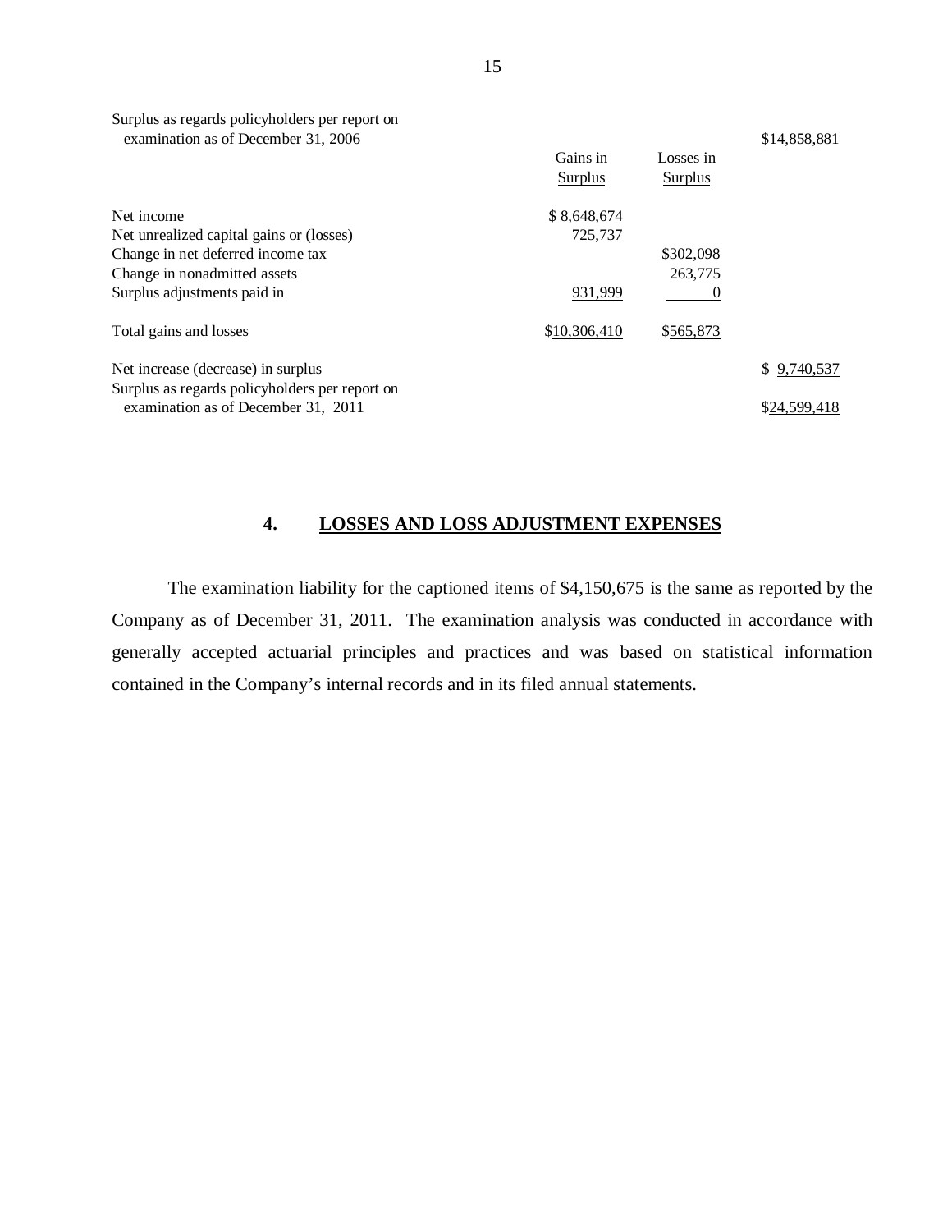| | Gains in Surplus | Losses in Surplus | |
|---|---|---|---|
| Surplus as regards policyholders per report on examination as of December 31, 2006 | | | $14,858,881 |
| Net income | $ 8,648,674 | | |
| Net unrealized capital gains or (losses) | 725,737 | | |
| Change in net deferred income tax | | $302,098 | |
| Change in nonadmitted assets | | 263,775 | |
| Surplus adjustments paid in | 931,999 | 0 | |
| Total gains and losses | $10,306,410 | $565,873 | |
| Net increase (decrease) in surplus | | | $ 9,740,537 |
| Surplus as regards policyholders per report on examination as of December 31, 2011 | | | $24,599,418 |

## 4. LOSSES AND LOSS ADJUSTMENT EXPENSES

The examination liability for the captioned items of $4,150,675 is the same as reported by the Company as of December 31, 2011. The examination analysis was conducted in accordance with generally accepted actuarial principles and practices and was based on statistical information contained in the Company's internal records and in its filed annual statements.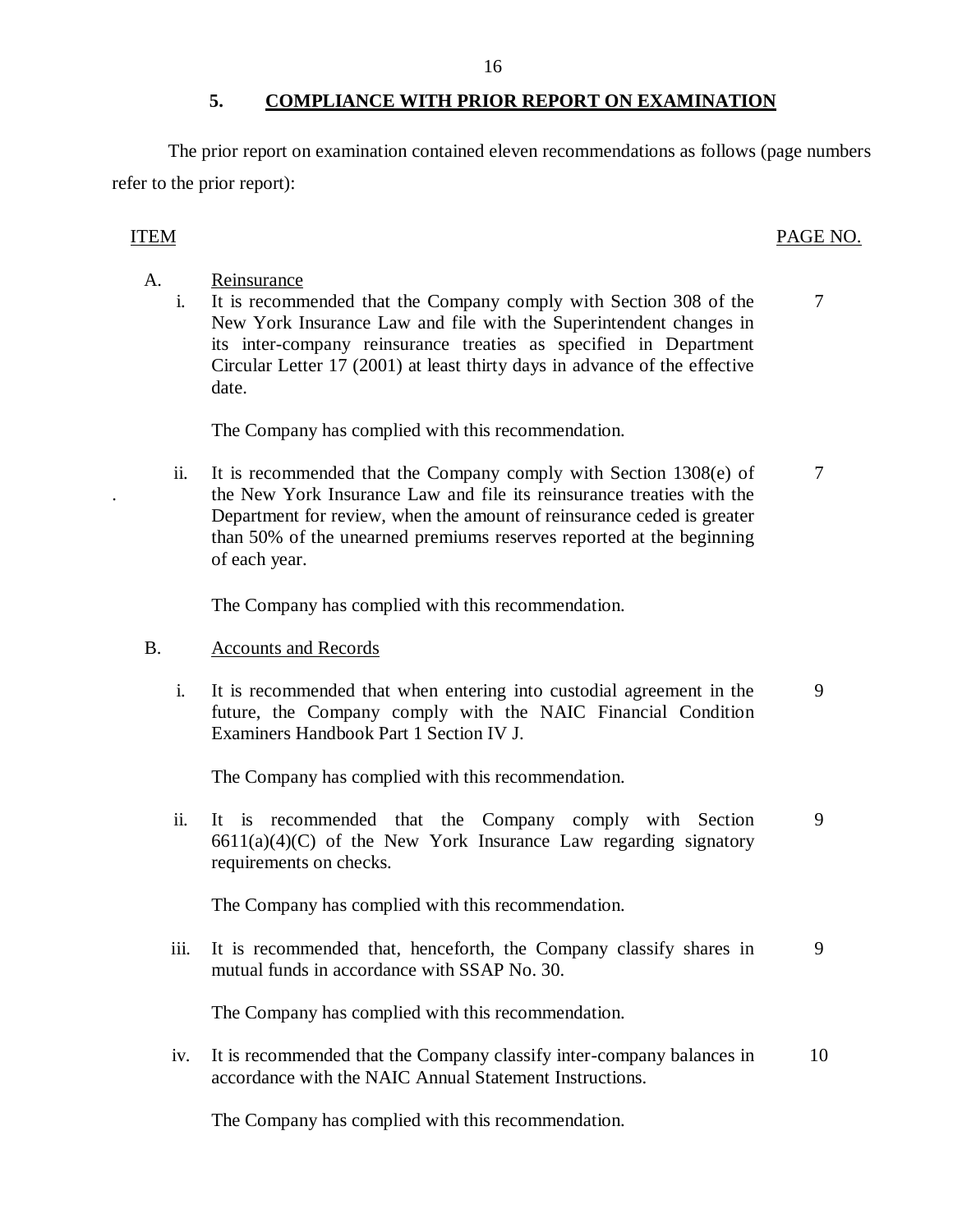## 5. COMPLIANCE WITH PRIOR REPORT ON EXAMINATION

The prior report on examination contained eleven recommendations as follows (page numbers refer to the prior report):

| ITEM | | PAGE NO. |
|---|---|---|
| A. | Reinsurance | |
| i. | It is recommended that the Company comply with Section 308 of the New York Insurance Law and file with the Superintendent changes in its inter-company reinsurance treaties as specified in Department Circular Letter 17 (2001) at least thirty days in advance of the effective date. | 7 |
| | The Company has complied with this recommendation. | |
| ii. | It is recommended that the Company comply with Section 1308(e) of the New York Insurance Law and file its reinsurance treaties with the Department for review, when the amount of reinsurance ceded is greater than 50% of the unearned premiums reserves reported at the beginning of each year. | 7 |
| | The Company has complied with this recommendation. | |
| B. | Accounts and Records | |
| i. | It is recommended that when entering into custodial agreement in the future, the Company comply with the NAIC Financial Condition Examiners Handbook Part 1 Section IV J. | 9 |
| | The Company has complied with this recommendation. | |
| ii. | It is recommended that the Company comply with Section 6611(a)(4)(C) of the New York Insurance Law regarding signatory requirements on checks. | 9 |
| | The Company has complied with this recommendation. | |
| iii. | It is recommended that, henceforth, the Company classify shares in mutual funds in accordance with SSAP No. 30. | 9 |
| | The Company has complied with this recommendation. | |
| iv. | It is recommended that the Company classify inter-company balances in accordance with the NAIC Annual Statement Instructions. | 10 |
| | The Company has complied with this recommendation. | |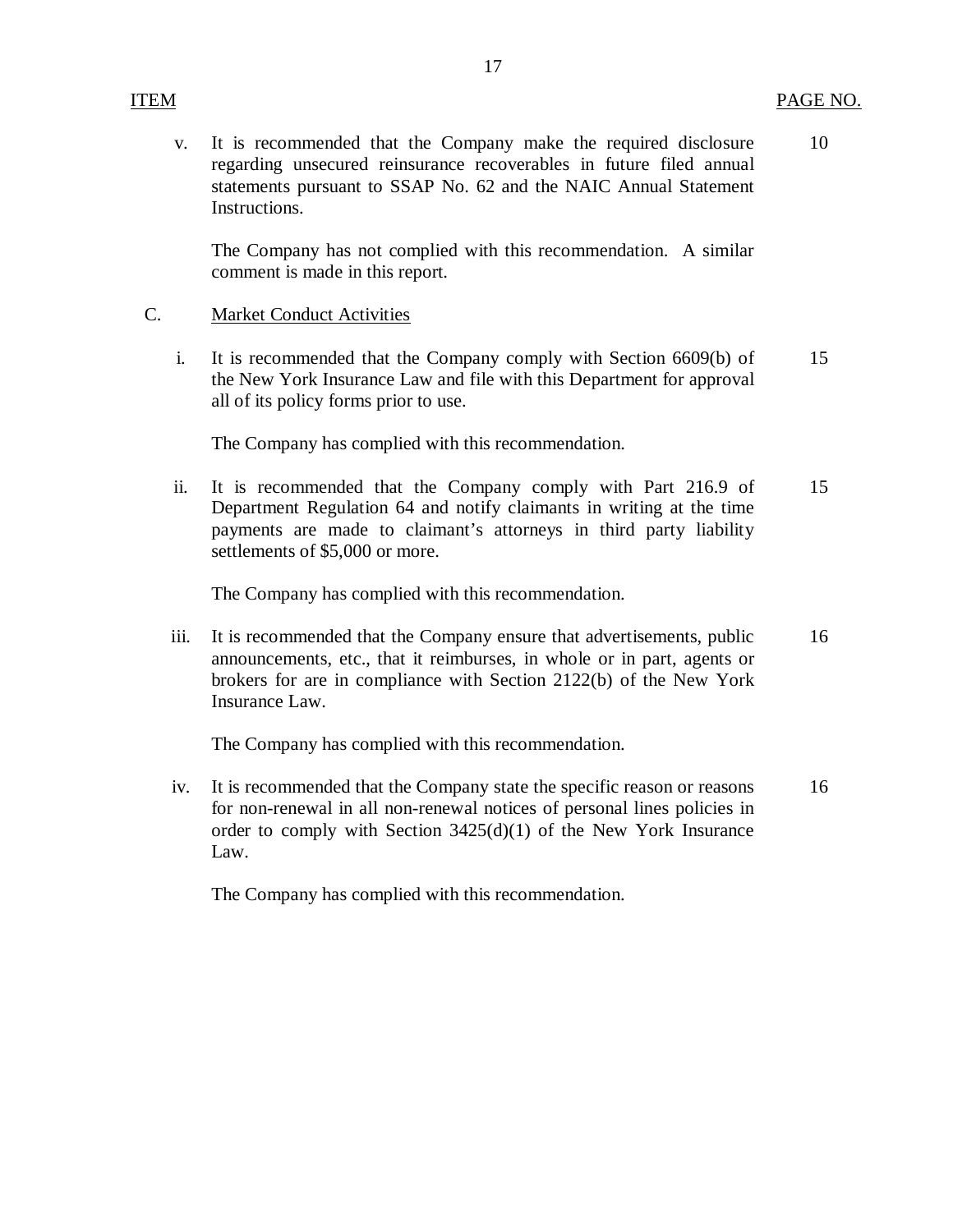| ITEM | | PAGE NO. |
|---|---|---|
| v. | It is recommended that the Company make the required disclosure regarding unsecured reinsurance recoverables in future filed annual statements pursuant to SSAP No. 62 and the NAIC Annual Statement Instructions.<br><br>The Company has not complied with this recommendation. A similar comment is made in this report. | 10 |
| C. | Market Conduct Activities | |
| i. | It is recommended that the Company comply with Section 6609(b) of the New York Insurance Law and file with this Department for approval all of its policy forms prior to use.<br><br>The Company has complied with this recommendation. | 15 |
| ii. | It is recommended that the Company comply with Part 216.9 of Department Regulation 64 and notify claimants in writing at the time payments are made to claimant's attorneys in third party liability settlements of $5,000 or more.<br><br>The Company has complied with this recommendation. | 15 |
| iii. | It is recommended that the Company ensure that advertisements, public announcements, etc., that it reimburses, in whole or in part, agents or brokers for are in compliance with Section 2122(b) of the New York Insurance Law.<br><br>The Company has complied with this recommendation. | 16 |
| iv. | It is recommended that the Company state the specific reason or reasons for non-renewal in all non-renewal notices of personal lines policies in order to comply with Section 3425(d)(1) of the New York Insurance Law.<br><br>The Company has complied with this recommendation. | 16 |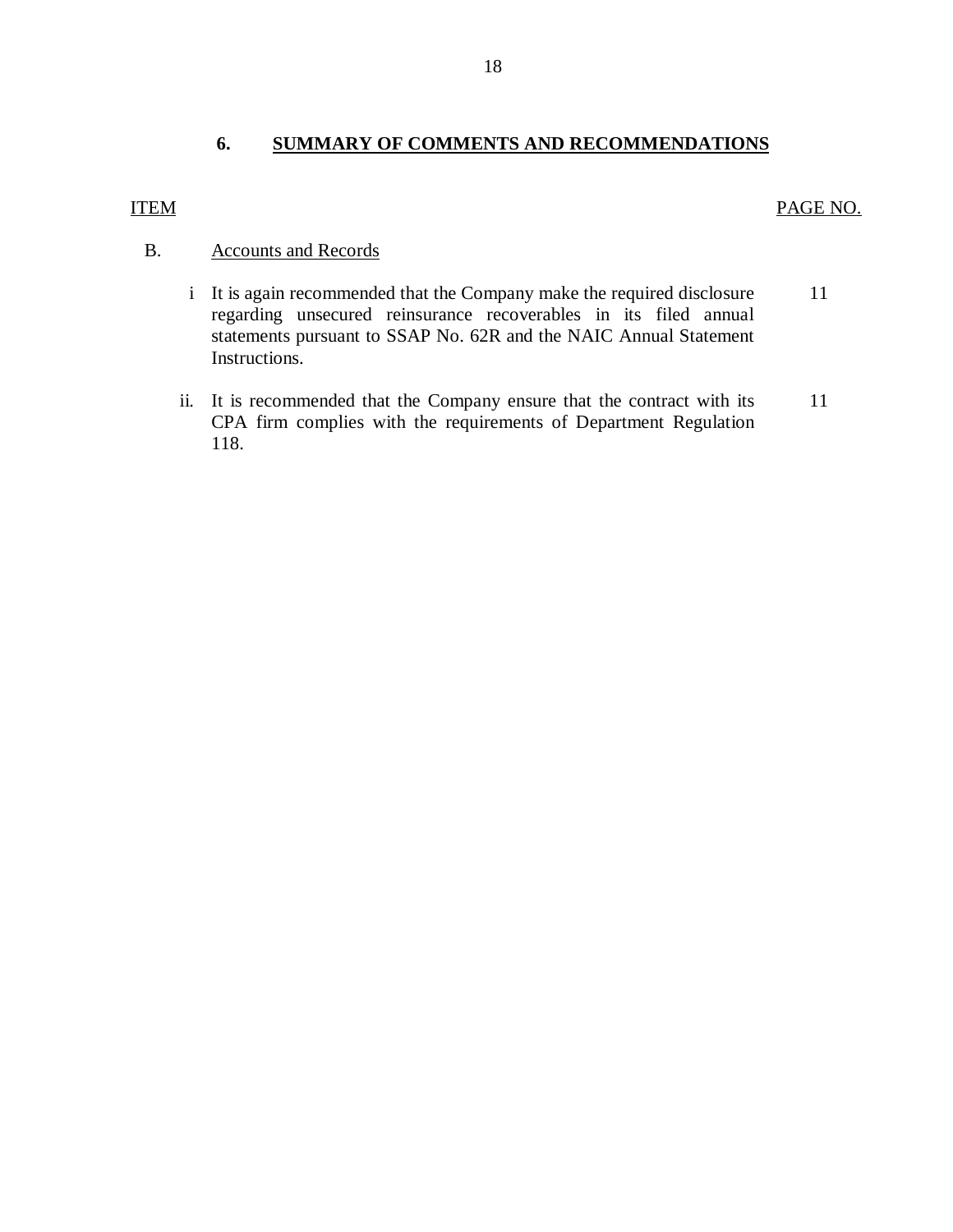## 6. SUMMARY OF COMMENTS AND RECOMMENDATIONS

| ITEM | | PAGE NO. |
|---|---|---|
| B. | Accounts and Records | |
| i | It is again recommended that the Company make the required disclosure regarding unsecured reinsurance recoverables in its filed annual statements pursuant to SSAP No. 62R and the NAIC Annual Statement Instructions. | 11 |
| ii. | It is recommended that the Company ensure that the contract with its CPA firm complies with the requirements of Department Regulation 118. | 11 |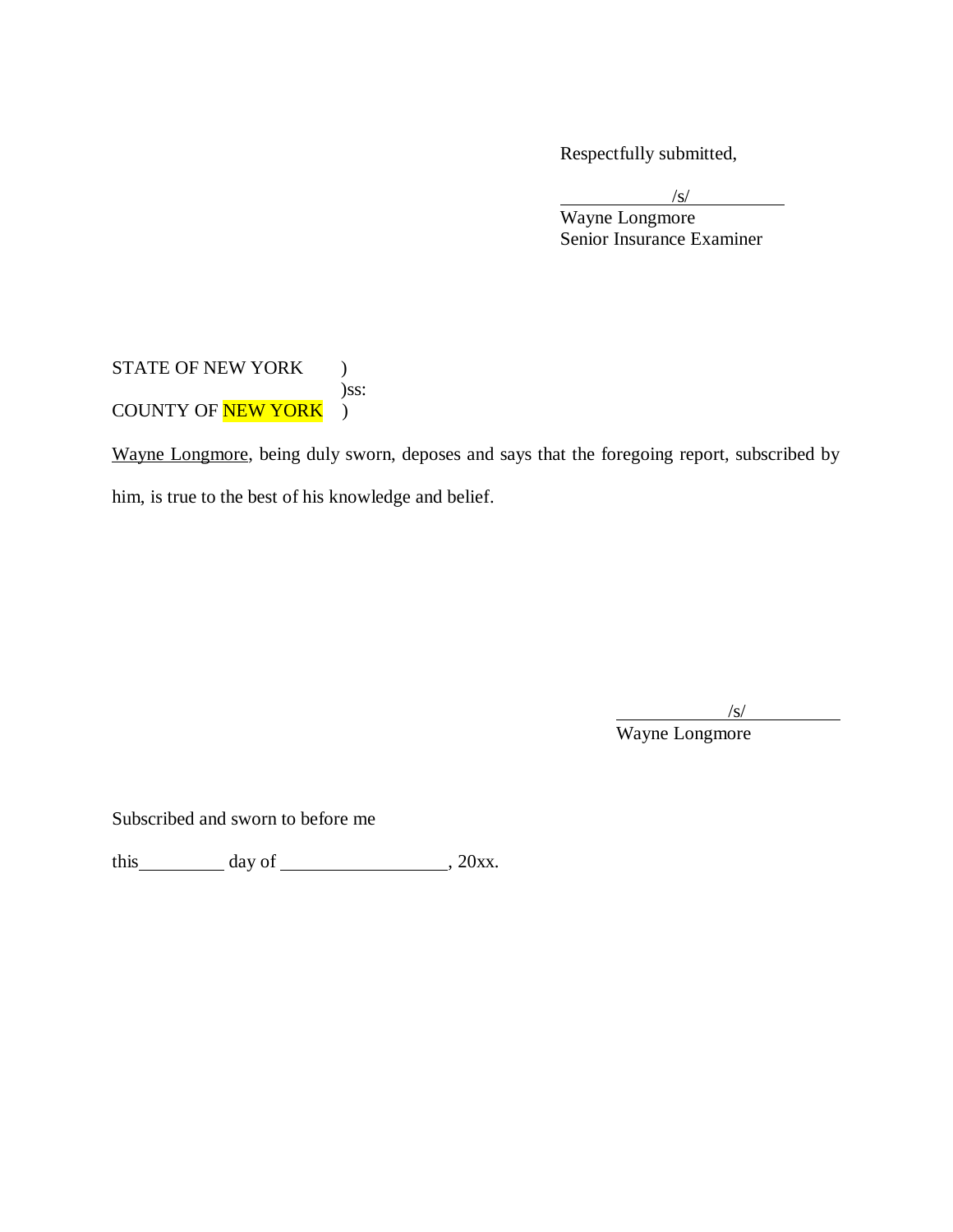Respectfully submitted,

/s/
Wayne Longmore
Senior Insurance Examiner

STATE OF NEW YORK )
)ss:
COUNTY OF NEW YORK )

Wayne Longmore, being duly sworn, deposes and says that the foregoing report, subscribed by him, is true to the best of his knowledge and belief.

/s/
Wayne Longmore

Subscribed and sworn to before me

this__________ day of ___________________, 20xx.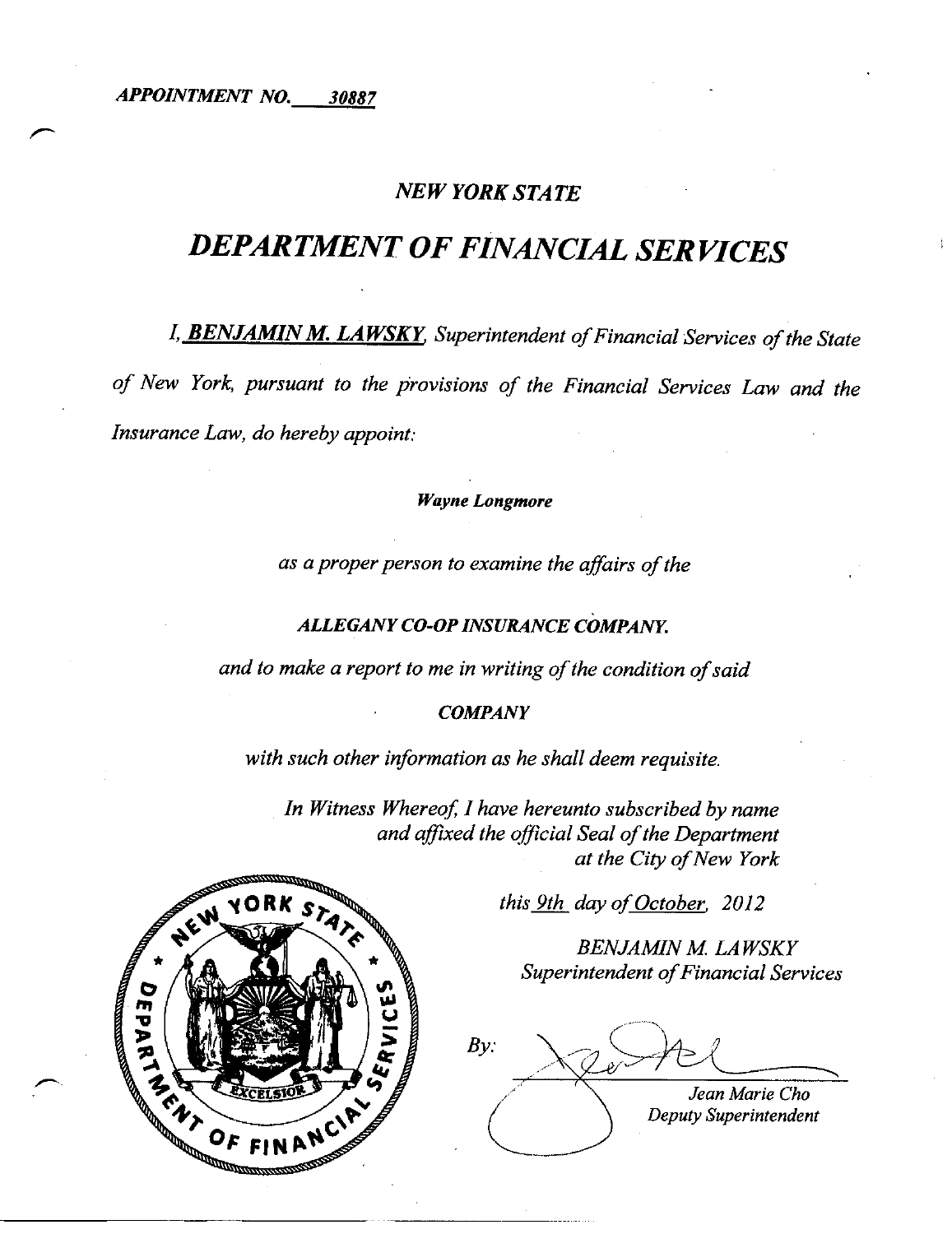*APPOINTMENT NO.* ***30887***

*NEW YORK STATE*

# *DEPARTMENT OF FINANCIAL SERVICES*

*I,* ***BENJAMIN M. LAWSKY****, Superintendent of Financial Services of the State of New York, pursuant to the provisions of the Financial Services Law and the Insurance Law, do hereby appoint:*

***Wayne Longmore***

*as a proper person to examine the affairs of the*

***ALLEGANY CO-OP INSURANCE COMPANY.***

*and to make a report to me in writing of the condition of said*

***COMPANY***

*with such other information as he shall deem requisite.*

*In Witness Whereof, I have hereunto subscribed by name and affixed the official Seal of the Department at the City of New York*

*this 9th day of October, 2012*

*BENJAMIN M. LAWSKY*
*Superintendent of Financial Services*

*By:*

*Jean Marie Cho*
*Deputy Superintendent*

NEW YORK STATE DEPARTMENT OF FINANCIAL SERVICES

EXCELSIOR